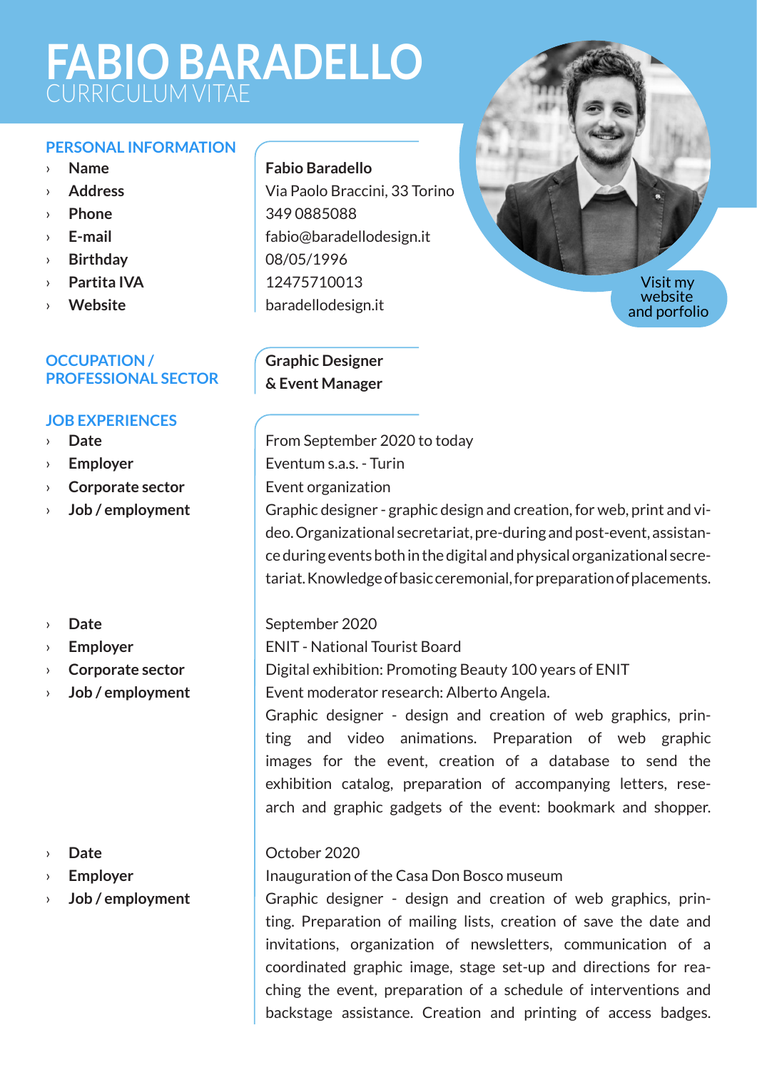# FABIO BARADELLO
CURRICULUM VITAE

Visit my website and porfolio

## PERSONAL INFORMATION

| | |
|---|---|
| **Name** | **Fabio Baradello** |
| **Address** | Via Paolo Braccini, 33 Torino |
| **Phone** | 349 0885088 |
| **E-mail** | fabio@baradellodesign.it |
| **Birthday** | 08/05/1996 |
| **Partita IVA** | 12475710013 |
| **Website** | baradellodesign.it |

## OCCUPATION / PROFESSIONAL SECTOR

**Graphic Designer & Event Manager**

## JOB EXPERIENCES

| | |
|---|---|
| **Date** | From September 2020 to today |
| **Employer** | Eventum s.a.s. - Turin |
| **Corporate sector** | Event organization |
| **Job / employment** | Graphic designer - graphic design and creation, for web, print and video. Organizational secretariat, pre-during and post-event, assistance during events both in the digital and physical organizational secretariat. Knowledge of basic ceremonial, for preparation of placements. |

| | |
|---|---|
| **Date** | September 2020 |
| **Employer** | ENIT - National Tourist Board |
| **Corporate sector** | Digital exhibition: Promoting Beauty 100 years of ENIT<br>Event moderator research: Alberto Angela. |
| **Job / employment** | Graphic designer - design and creation of web graphics, printing and video animations. Preparation of web graphic images for the event, creation of a database to send the exhibition catalog, preparation of accompanying letters, research and graphic gadgets of the event: bookmark and shopper. |

| | |
|---|---|
| **Date** | October 2020 |
| **Employer** | Inauguration of the Casa Don Bosco museum |
| **Job / employment** | Graphic designer - design and creation of web graphics, printing. Preparation of mailing lists, creation of save the date and invitations, organization of newsletters, communication of a coordinated graphic image, stage set-up and directions for reaching the event, preparation of a schedule of interventions and backstage assistance. Creation and printing of access badges. |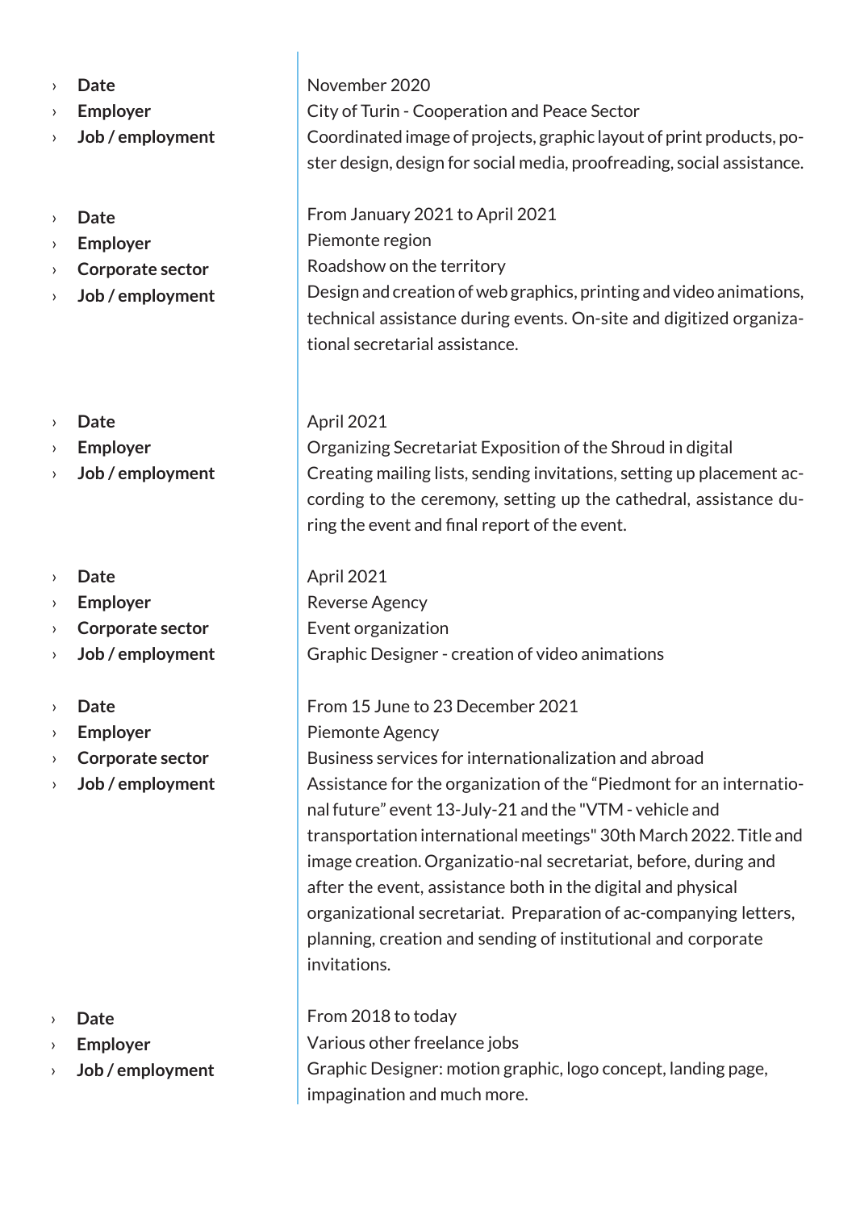- **Date**: November 2020
- **Employer**: City of Turin - Cooperation and Peace Sector
- **Job / employment**: Coordinated image of projects, graphic layout of print products, poster design, design for social media, proofreading, social assistance.

- **Date**: From January 2021 to April 2021
- **Employer**: Piemonte region
- **Corporate sector**: Roadshow on the territory
- **Job / employment**: Design and creation of web graphics, printing and video animations, technical assistance during events. On-site and digitized organizational secretarial assistance.

- **Date**: April 2021
- **Employer**: Organizing Secretariat Exposition of the Shroud in digital
- **Job / employment**: Creating mailing lists, sending invitations, setting up placement according to the ceremony, setting up the cathedral, assistance during the event and final report of the event.

- **Date**: April 2021
- **Employer**: Reverse Agency
- **Corporate sector**: Event organization
- **Job / employment**: Graphic Designer - creation of video animations

- **Date**: From 15 June to 23 December 2021
- **Employer**: Piemonte Agency
- **Corporate sector**: Business services for internationalization and abroad
- **Job / employment**: Assistance for the organization of the "Piedmont for an international future" event 13-July-21 and the "VTM - vehicle and transportation international meetings" 30th March 2022. Title and image creation. Organizatio-nal secretariat, before, during and after the event, assistance both in the digital and physical organizational secretariat. Preparation of ac-companying letters, planning, creation and sending of institutional and corporate invitations.

- **Date**: From 2018 to today
- **Employer**: Various other freelance jobs
- **Job / employment**: Graphic Designer: motion graphic, logo concept, landing page, impagination and much more.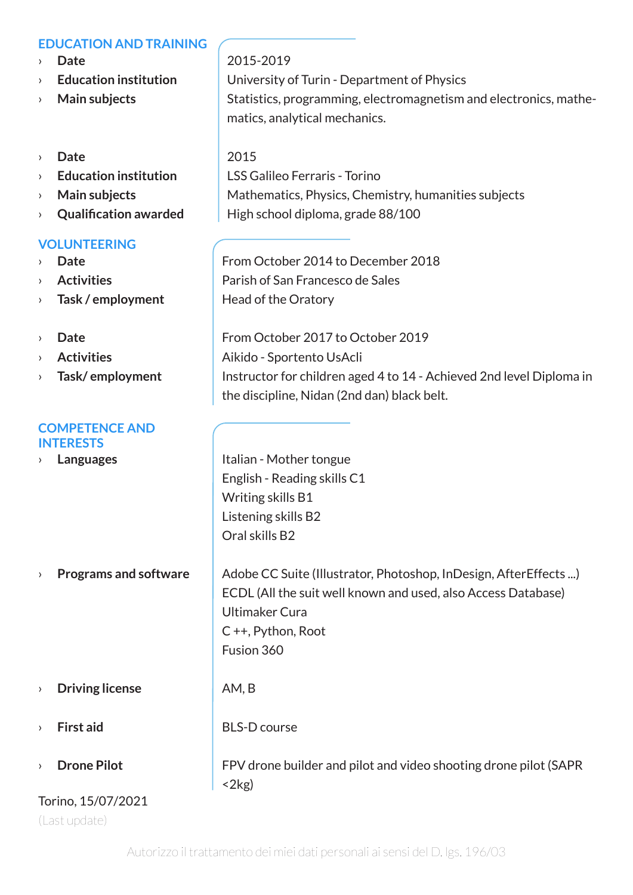## EDUCATION AND TRAINING

- **Date** 2015-2019
- **Education institution** University of Turin - Department of Physics
- **Main subjects** Statistics, programming, electromagnetism and electronics, mathematics, analytical mechanics.

- **Date** 2015
- **Education institution** LSS Galileo Ferraris - Torino
- **Main subjects** Mathematics, Physics, Chemistry, humanities subjects
- **Qualification awarded** High school diploma, grade 88/100

## VOLUNTEERING

- **Date** From October 2014 to December 2018
- **Activities** Parish of San Francesco de Sales
- **Task / employment** Head of the Oratory

- **Date** From October 2017 to October 2019
- **Activities** Aikido - Sportento UsAcli
- **Task/ employment** Instructor for children aged 4 to 14 - Achieved 2nd level Diploma in the discipline, Nidan (2nd dan) black belt.

## COMPETENCE AND INTERESTS

- **Languages**
  Italian - Mother tongue
  English - Reading skills C1
  Writing skills B1
  Listening skills B2
  Oral skills B2

- **Programs and software**
  Adobe CC Suite (Illustrator, Photoshop, InDesign, AfterEffects ...)
  ECDL (All the suit well known and used, also Access Database)
  Ultimaker Cura
  C ++, Python, Root
  Fusion 360

- **Driving license** AM, B

- **First aid** BLS-D course

- **Drone Pilot** FPV drone builder and pilot and video shooting drone pilot (SAPR <2kg)

Torino, 15/07/2021
(Last update)

Autorizzo il trattamento dei miei dati personali ai sensi del D. lgs. 196/03